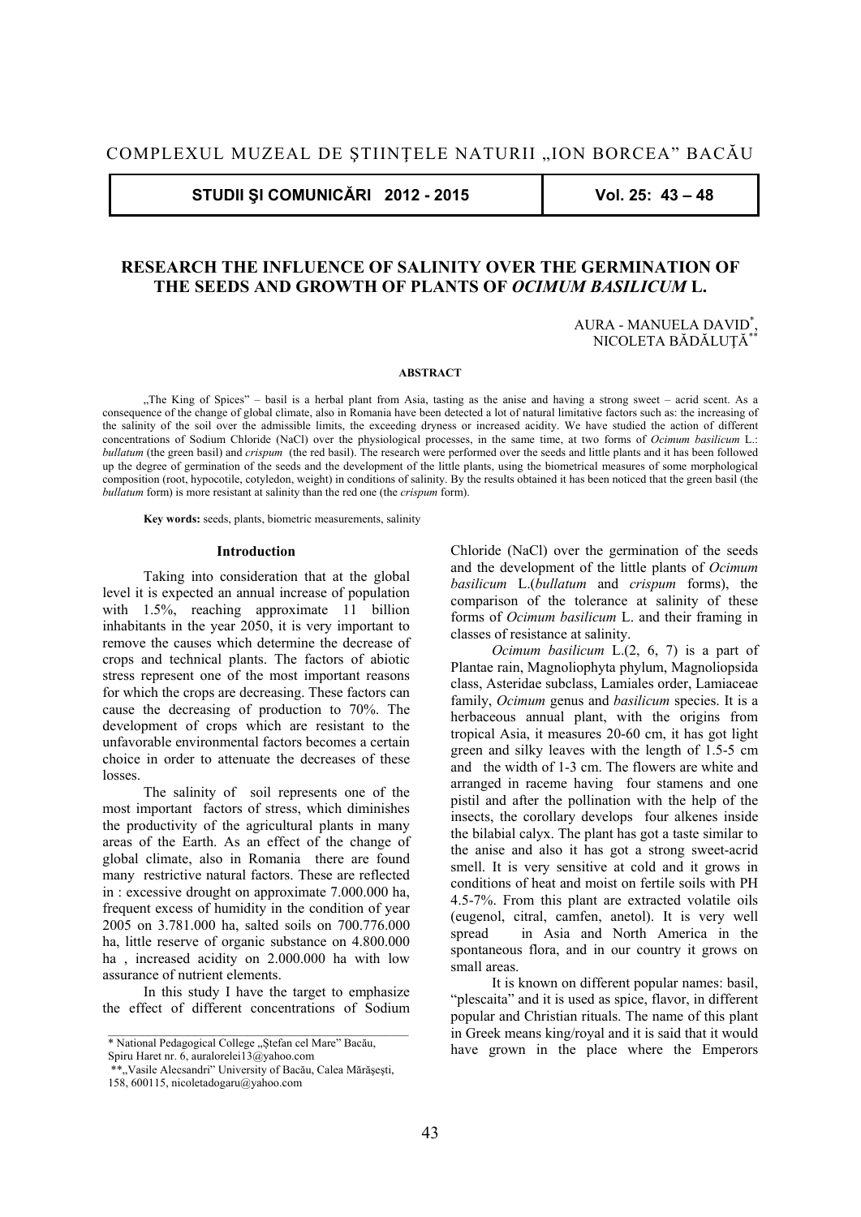# RESEARCH THE INFLUENCE OF SALINITY OVER THE GERMINATION OF THE SEEDS AND GROWTH OF PLANTS OF *OCIMUM BASILICUM* L.

AURA - MANUELA DAVID*, NICOLETA BĂDĂLUȚĂ**

**ABSTRACT**

„The King of Spices" – basil is a herbal plant from Asia, tasting as the anise and having a strong sweet – acrid scent. As a consequence of the change of global climate, also in Romania have been detected a lot of natural limitative factors such as: the increasing of the salinity of the soil over the admissible limits, the exceeding dryness or increased acidity. We have studied the action of different concentrations of Sodium Chloride (NaCl) over the physiological processes, in the same time, at two forms of *Ocimum basilicum* L.: *bullatum* (the green basil) and *crispum* (the red basil). The research were performed over the seeds and little plants and it has been followed up the degree of germination of the seeds and the development of the little plants, using the biometrical measures of some morphological composition (root, hypocotile, cotyledon, weight) in conditions of salinity. By the results obtained it has been noticed that the green basil (the *bullatum* form) is more resistant at salinity than the red one (the *crispum* form).

**Key words:** seeds, plants, biometric measurements, salinity

## Introduction

Taking into consideration that at the global level it is expected an annual increase of population with 1.5%, reaching approximate 11 billion inhabitants in the year 2050, it is very important to remove the causes which determine the decrease of crops and technical plants. The factors of abiotic stress represent one of the most important reasons for which the crops are decreasing. These factors can cause the decreasing of production to 70%. The development of crops which are resistant to the unfavorable environmental factors becomes a certain choice in order to attenuate the decreases of these losses.

The salinity of soil represents one of the most important factors of stress, which diminishes the productivity of the agricultural plants in many areas of the Earth. As an effect of the change of global climate, also in Romania there are found many restrictive natural factors. These are reflected in : excessive drought on approximate 7.000.000 ha, frequent excess of humidity in the condition of year 2005 on 3.781.000 ha, salted soils on 700.776.000 ha, little reserve of organic substance on 4.800.000 ha , increased acidity on 2.000.000 ha with low assurance of nutrient elements.

In this study I have the target to emphasize the effect of different concentrations of Sodium Chloride (NaCl) over the germination of the seeds and the development of the little plants of *Ocimum basilicum* L.(*bullatum* and *crispum* forms), the comparison of the tolerance at salinity of these forms of *Ocimum basilicum* L. and their framing in classes of resistance at salinity.

*Ocimum basilicum* L.(2, 6, 7) is a part of Plantae rain, Magnoliophyta phylum, Magnoliopsida class, Asteridae subclass, Lamiales order, Lamiaceae family, *Ocimum* genus and *basilicum* species. It is a herbaceous annual plant, with the origins from tropical Asia, it measures 20-60 cm, it has got light green and silky leaves with the length of 1.5-5 cm and the width of 1-3 cm. The flowers are white and arranged in raceme having four stamens and one pistil and after the pollination with the help of the insects, the corollary develops four alkenes inside the bilabial calyx. The plant has got a taste similar to the anise and also it has got a strong sweet-acrid smell. It is very sensitive at cold and it grows in conditions of heat and moist on fertile soils with PH 4.5-7%. From this plant are extracted volatile oils (eugenol, citral, camfen, anetol). It is very well spread in Asia and North America in the spontaneous flora, and in our country it grows on small areas.

It is known on different popular names: basil, "plescaita" and it is used as spice, flavor, in different popular and Christian rituals. The name of this plant in Greek means king/royal and it is said that it would have grown in the place where the Emperors

---

\* National Pedagogical College „Ștefan cel Mare" Bacău, Spiru Haret nr. 6, auralorelei13@yahoo.com

\*\*„Vasile Alecsandri" University of Bacău, Calea Mărășești, 158, 600115, nicoletadogaru@yahoo.com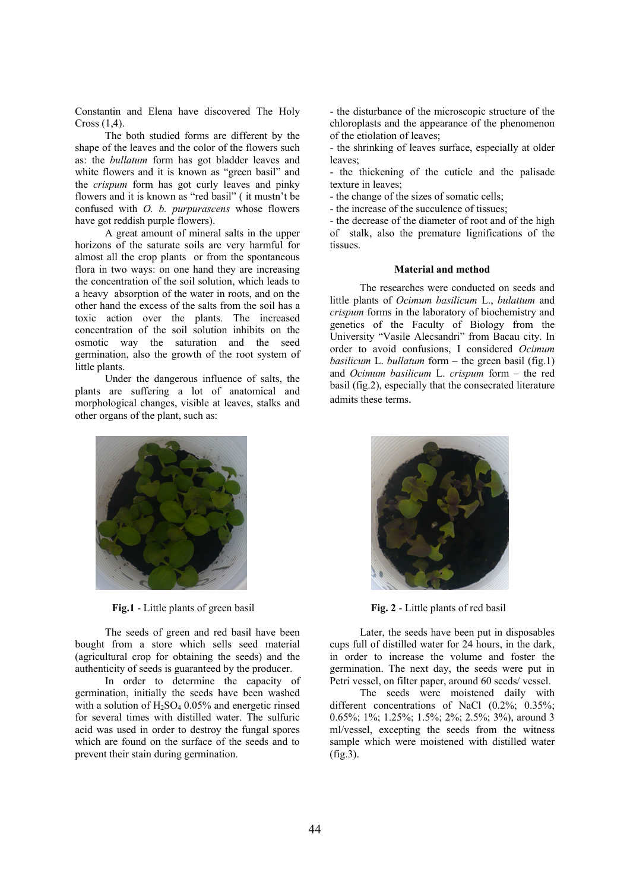Constantin and Elena have discovered The Holy Cross (1,4).

The both studied forms are different by the shape of the leaves and the color of the flowers such as: the *bullatum* form has got bladder leaves and white flowers and it is known as "green basil" and the *crispum* form has got curly leaves and pinky flowers and it is known as "red basil" ( it mustn't be confused with *O. b. purpurascens* whose flowers have got reddish purple flowers).

A great amount of mineral salts in the upper horizons of the saturate soils are very harmful for almost all the crop plants or from the spontaneous flora in two ways: on one hand they are increasing the concentration of the soil solution, which leads to a heavy absorption of the water in roots, and on the other hand the excess of the salts from the soil has a toxic action over the plants. The increased concentration of the soil solution inhibits on the osmotic way the saturation and the seed germination, also the growth of the root system of little plants.

Under the dangerous influence of salts, the plants are suffering a lot of anatomical and morphological changes, visible at leaves, stalks and other organs of the plant, such as:

- the disturbance of the microscopic structure of the chloroplasts and the appearance of the phenomenon of the etiolation of leaves;
- the shrinking of leaves surface, especially at older leaves;
- the thickening of the cuticle and the palisade texture in leaves;
- the change of the sizes of somatic cells;
- the increase of the succulence of tissues;
- the decrease of the diameter of root and of the high of stalk, also the premature lignifications of the tissues.

## Material and method

The researches were conducted on seeds and little plants of *Ocimum basilicum* L., *bulattum* and *crispum* forms in the laboratory of biochemistry and genetics of the Faculty of Biology from the University "Vasile Alecsandri" from Bacau city. In order to avoid confusions, I considered *Ocimum basilicum* L. *bullatum* form – the green basil (fig.1) and *Ocimum basilicum* L. *crispum* form – the red basil (fig.2), especially that the consecrated literature admits these terms.

**Fig.1** - Little plants of green basil

**Fig. 2** - Little plants of red basil

The seeds of green and red basil have been bought from a store which sells seed material (agricultural crop for obtaining the seeds) and the authenticity of seeds is guaranteed by the producer.

In order to determine the capacity of germination, initially the seeds have been washed with a solution of $H_2SO_4$ 0.05% and energetic rinsed for several times with distilled water. The sulfuric acid was used in order to destroy the fungal spores which are found on the surface of the seeds and to prevent their stain during germination.

Later, the seeds have been put in disposables cups full of distilled water for 24 hours, in the dark, in order to increase the volume and foster the germination. The next day, the seeds were put in Petri vessel, on filter paper, around 60 seeds/ vessel.

The seeds were moistened daily with different concentrations of NaCl (0.2%; 0.35%; 0.65%; 1%; 1.25%; 1.5%; 2%; 2.5%; 3%), around 3 ml/vessel, excepting the seeds from the witness sample which were moistened with distilled water (fig.3).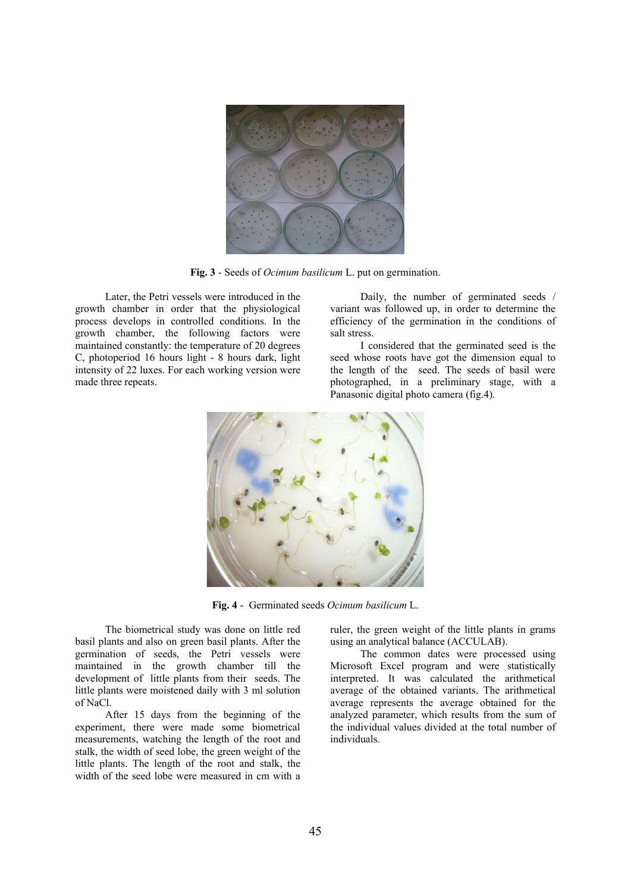**Fig. 3** - Seeds of *Ocimum basilicum* L. put on germination.

Later, the Petri vessels were introduced in the growth chamber in order that the physiological process develops in controlled conditions. In the growth chamber, the following factors were maintained constantly: the temperature of 20 degrees C, photoperiod 16 hours light - 8 hours dark, light intensity of 22 luxes. For each working version were made three repeats.

Daily, the number of germinated seeds / variant was followed up, in order to determine the efficiency of the germination in the conditions of salt stress.

I considered that the germinated seed is the seed whose roots have got the dimension equal to the length of the seed. The seeds of basil were photographed, in a preliminary stage, with a Panasonic digital photo camera (fig.4).

**Fig. 4** - Germinated seeds *Ocimum basilicum* L.

The biometrical study was done on little red basil plants and also on green basil plants. After the germination of seeds, the Petri vessels were maintained in the growth chamber till the development of little plants from their seeds. The little plants were moistened daily with 3 ml solution of NaCl.

After 15 days from the beginning of the experiment, there were made some biometrical measurements, watching the length of the root and stalk, the width of seed lobe, the green weight of the little plants. The length of the root and stalk, the width of the seed lobe were measured in cm with a ruler, the green weight of the little plants in grams using an analytical balance (ACCULAB).

The common dates were processed using Microsoft Excel program and were statistically interpreted. It was calculated the arithmetical average of the obtained variants. The arithmetical average represents the average obtained for the analyzed parameter, which results from the sum of the individual values divided at the total number of individuals.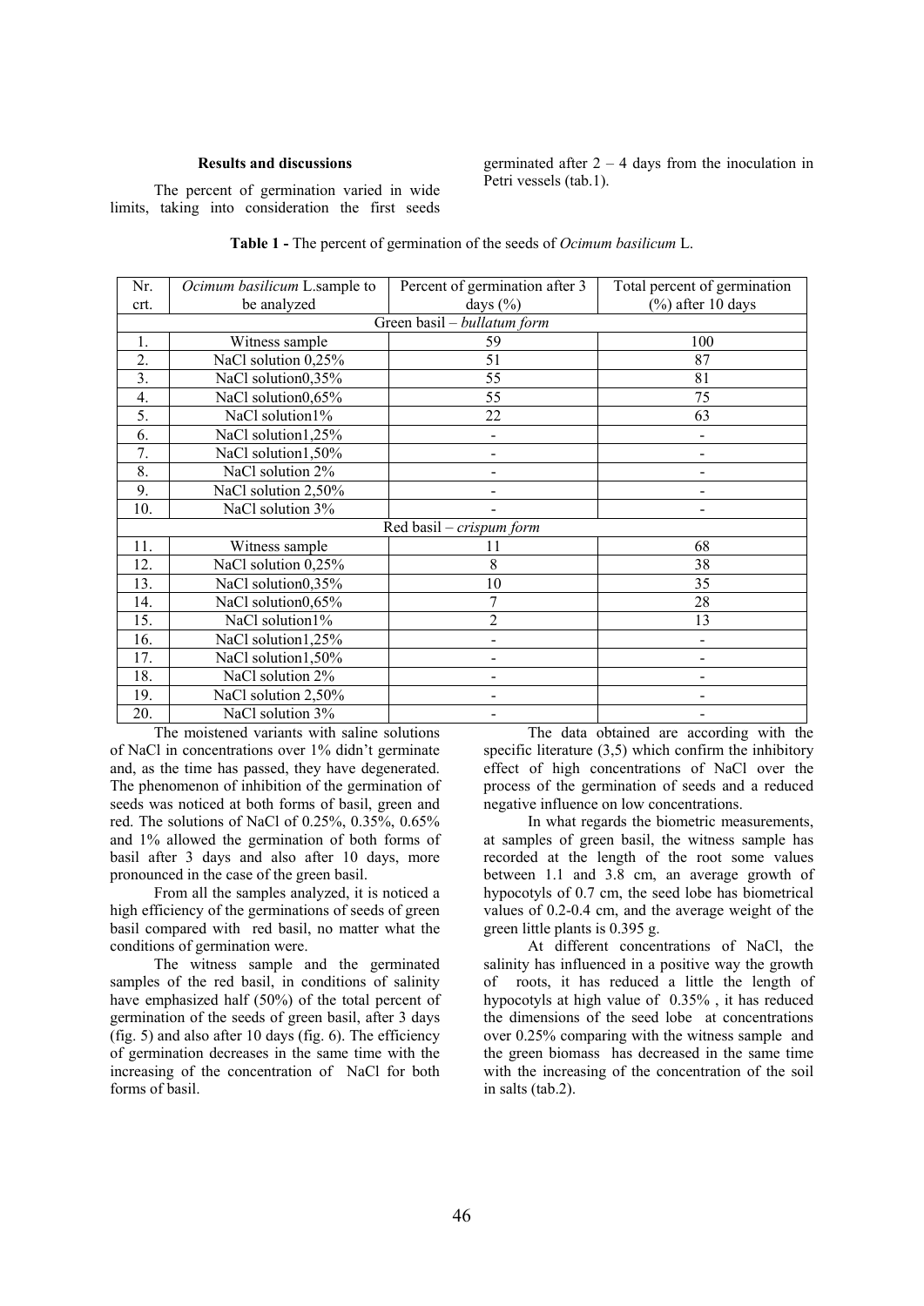## Results and discussions

The percent of germination varied in wide limits, taking into consideration the first seeds germinated after 2 – 4 days from the inoculation in Petri vessels (tab.1).

**Table 1 -** The percent of germination of the seeds of *Ocimum basilicum* L.

| Nr. crt. | *Ocimum basilicum* L.sample to be analyzed | Percent of germination after 3 days (%) | Total percent of germination (%) after 10 days |
|---|---|---|---|
| | | Green basil – *bullatum form* | |
| 1. | Witness sample | 59 | 100 |
| 2. | NaCl solution 0,25% | 51 | 87 |
| 3. | NaCl solution0,35% | 55 | 81 |
| 4. | NaCl solution0,65% | 55 | 75 |
| 5. | NaCl solution1% | 22 | 63 |
| 6. | NaCl solution1,25% | - | - |
| 7. | NaCl solution1,50% | - | - |
| 8. | NaCl solution 2% | - | - |
| 9. | NaCl solution 2,50% | - | - |
| 10. | NaCl solution 3% | - | - |
| | | Red basil – *crispum form* | |
| 11. | Witness sample | 11 | 68 |
| 12. | NaCl solution 0,25% | 8 | 38 |
| 13. | NaCl solution0,35% | 10 | 35 |
| 14. | NaCl solution0,65% | 7 | 28 |
| 15. | NaCl solution1% | 2 | 13 |
| 16. | NaCl solution1,25% | - | - |
| 17. | NaCl solution1,50% | - | - |
| 18. | NaCl solution 2% | - | - |
| 19. | NaCl solution 2,50% | - | - |
| 20. | NaCl solution 3% | - | - |

The moistened variants with saline solutions of NaCl in concentrations over 1% didn't germinate and, as the time has passed, they have degenerated. The phenomenon of inhibition of the germination of seeds was noticed at both forms of basil, green and red. The solutions of NaCl of 0.25%, 0.35%, 0.65% and 1% allowed the germination of both forms of basil after 3 days and also after 10 days, more pronounced in the case of the green basil.

From all the samples analyzed, it is noticed a high efficiency of the germinations of seeds of green basil compared with red basil, no matter what the conditions of germination were.

The witness sample and the germinated samples of the red basil, in conditions of salinity have emphasized half (50%) of the total percent of germination of the seeds of green basil, after 3 days (fig. 5) and also after 10 days (fig. 6). The efficiency of germination decreases in the same time with the increasing of the concentration of NaCl for both forms of basil.

The data obtained are according with the specific literature (3,5) which confirm the inhibitory effect of high concentrations of NaCl over the process of the germination of seeds and a reduced negative influence on low concentrations.

In what regards the biometric measurements, at samples of green basil, the witness sample has recorded at the length of the root some values between 1.1 and 3.8 cm, an average growth of hypocotyls of 0.7 cm, the seed lobe has biometrical values of 0.2-0.4 cm, and the average weight of the green little plants is 0.395 g.

At different concentrations of NaCl, the salinity has influenced in a positive way the growth of roots, it has reduced a little the length of hypocotyls at high value of 0.35% , it has reduced the dimensions of the seed lobe at concentrations over 0.25% comparing with the witness sample and the green biomass has decreased in the same time with the increasing of the concentration of the soil in salts (tab.2).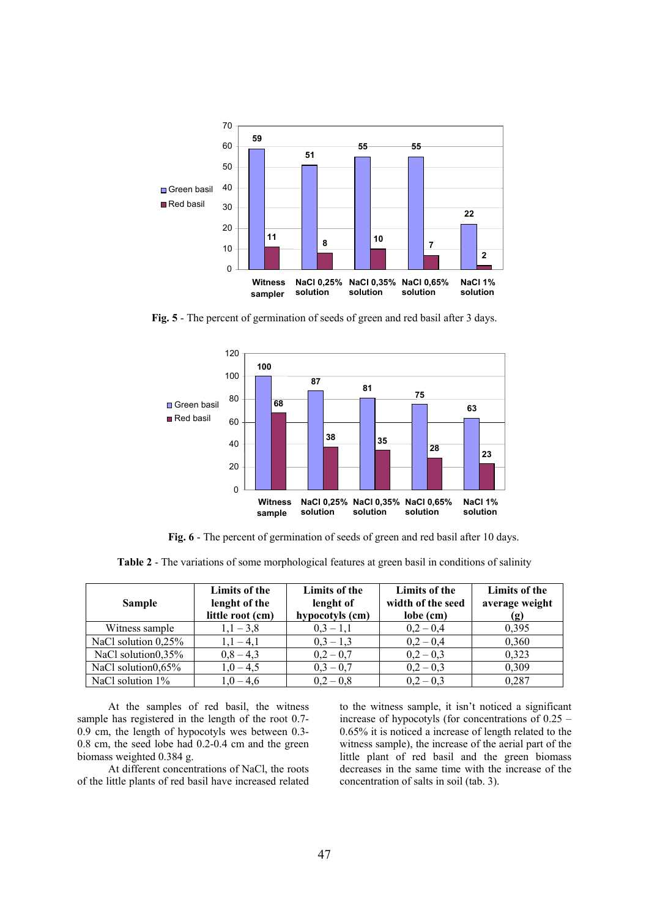**Fig. 5** - The percent of germination of seeds of green and red basil after 3 days.

**Fig. 6** - The percent of germination of seeds of green and red basil after 10 days.

**Table 2** - The variations of some morphological features at green basil in conditions of salinity

| Sample | Limits of the lenght of the little root (cm) | Limits of the lenght of hypocotyls (cm) | Limits of the width of the seed lobe (cm) | Limits of the average weight (g) |
|---|---|---|---|---|
| Witness sample | 1,1 – 3,8 | 0,3 – 1,1 | 0,2 – 0,4 | 0,395 |
| NaCl solution 0,25% | 1,1 – 4,1 | 0,3 – 1,3 | 0,2 – 0,4 | 0,360 |
| NaCl solution0,35% | 0,8 – 4,3 | 0,2 – 0,7 | 0,2 – 0,3 | 0,323 |
| NaCl solution0,65% | 1,0 – 4,5 | 0,3 – 0,7 | 0,2 – 0,3 | 0,309 |
| NaCl solution 1% | 1,0 – 4,6 | 0,2 – 0,8 | 0,2 – 0,3 | 0,287 |

At the samples of red basil, the witness sample has registered in the length of the root 0.7-0.9 cm, the length of hypocotyls wes between 0.3-0.8 cm, the seed lobe had 0.2-0.4 cm and the green biomass weighted 0.384 g.

At different concentrations of NaCl, the roots of the little plants of red basil have increased related to the witness sample, it isn't noticed a significant increase of hypocotyls (for concentrations of 0.25 – 0.65% it is noticed a increase of length related to the witness sample), the increase of the aerial part of the little plant of red basil and the green biomass decreases in the same time with the increase of the concentration of salts in soil (tab. 3).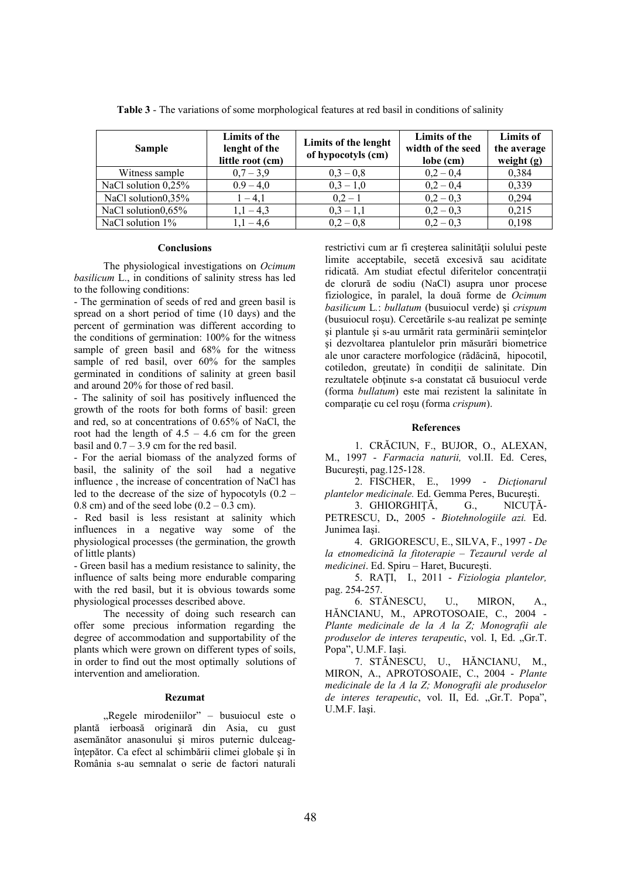**Table 3** - The variations of some morphological features at red basil in conditions of salinity

| Sample | Limits of the lenght of the little root (cm) | Limits of the lenght of hypocotyls (cm) | Limits of the width of the seed lobe (cm) | Limits of the average weight (g) |
|---|---|---|---|---|
| Witness sample | 0,7 – 3,9 | 0,3 – 0,8 | 0,2 – 0,4 | 0,384 |
| NaCl solution 0,25% | 0.9 – 4,0 | 0,3 – 1,0 | 0,2 – 0,4 | 0,339 |
| NaCl solution0,35% | 1 – 4,1 | 0,2 – 1 | 0,2 – 0,3 | 0,294 |
| NaCl solution0,65% | 1,1 – 4,3 | 0,3 – 1,1 | 0,2 – 0,3 | 0,215 |
| NaCl solution 1% | 1,1 – 4,6 | 0,2 – 0,8 | 0,2 – 0,3 | 0,198 |

## Conclusions

The physiological investigations on *Ocimum basilicum* L., in conditions of salinity stress has led to the following conditions:

- The germination of seeds of red and green basil is spread on a short period of time (10 days) and the percent of germination was different according to the conditions of germination: 100% for the witness sample of green basil and 68% for the witness sample of red basil, over 60% for the samples germinated in conditions of salinity at green basil and around 20% for those of red basil.
- The salinity of soil has positively influenced the growth of the roots for both forms of basil: green and red, so at concentrations of 0.65% of NaCl, the root had the length of 4.5 – 4.6 cm for the green basil and 0.7 – 3.9 cm for the red basil.
- For the aerial biomass of the analyzed forms of basil, the salinity of the soil had a negative influence , the increase of concentration of NaCl has led to the decrease of the size of hypocotyls (0.2 – 0.8 cm) and of the seed lobe (0.2 – 0.3 cm).
- Red basil is less resistant at salinity which influences in a negative way some of the physiological processes (the germination, the growth of little plants)
- Green basil has a medium resistance to salinity, the influence of salts being more endurable comparing with the red basil, but it is obvious towards some physiological processes described above.

The necessity of doing such research can offer some precious information regarding the degree of accommodation and supportability of the plants which were grown on different types of soils, in order to find out the most optimally solutions of intervention and amelioration.

## Rezumat

„Regele mirodeniilor" – busuiocul este o plantă ierboasă originară din Asia, cu gust asemănător anasonului şi miros puternic dulceag-înţepător. Ca efect al schimbării climei globale şi în România s-au semnalat o serie de factori naturali restrictivi cum ar fi creşterea salinităţii solului peste limite acceptabile, secetă excesivă sau aciditate ridicată. Am studiat efectul diferitelor concentraţii de clorură de sodiu (NaCl) asupra unor procese fiziologice, în paralel, la două forme de *Ocimum basilicum* L.: *bullatum* (busuiocul verde) şi *crispum* (busuiocul roşu). Cercetările s-au realizat pe seminţe şi plantule şi s-au urmărit rata germinării seminţelor şi dezvoltarea plantulelor prin măsurări biometrice ale unor caractere morfologice (rădăcină, hipocotil, cotiledon, greutate) în condiţii de salinitate. Din rezultatele obţinute s-a constatat că busuiocul verde (forma *bullatum*) este mai rezistent la salinitate în comparaţie cu cel roşu (forma *crispum*).

## References

1. CRĂCIUN, F., BUJOR, O., ALEXAN, M., 1997 - *Farmacia naturii,* vol.II. Ed. Ceres, Bucureşti, pag.125-128.
2. FISCHER, E., 1999 - *Dicţionarul plantelor medicinale.* Ed. Gemma Peres, Bucureşti.
3. GHIORGHIŢĂ, G., NICUŢĂ-PETRESCU, D**.**, 2005 - *Biotehnologiile azi.* Ed. Junimea Iaşi.
4. GRIGORESCU, E., SILVA, F., 1997 - *De la etnomedicină la fitoterapie – Tezaurul verde al medicinei*. Ed. Spiru – Haret, Bucureşti.
5. RAŢI, I., 2011 - *Fiziologia plantelor,* pag. 254-257.
6. STĂNESCU, U., MIRON, A., HĂNCIANU, M., APROTOSOAIE, C., 2004 - *Plante medicinale de la A la Z; Monografii ale produselor de interes terapeutic*, vol. I, Ed. „Gr.T. Popa", U.M.F. Iaşi.
7. STĂNESCU, U., HĂNCIANU, M., MIRON, A., APROTOSOAIE, C., 2004 - *Plante medicinale de la A la Z; Monografii ale produselor de interes terapeutic*, vol. II, Ed. „Gr.T. Popa", U.M.F. Iaşi.